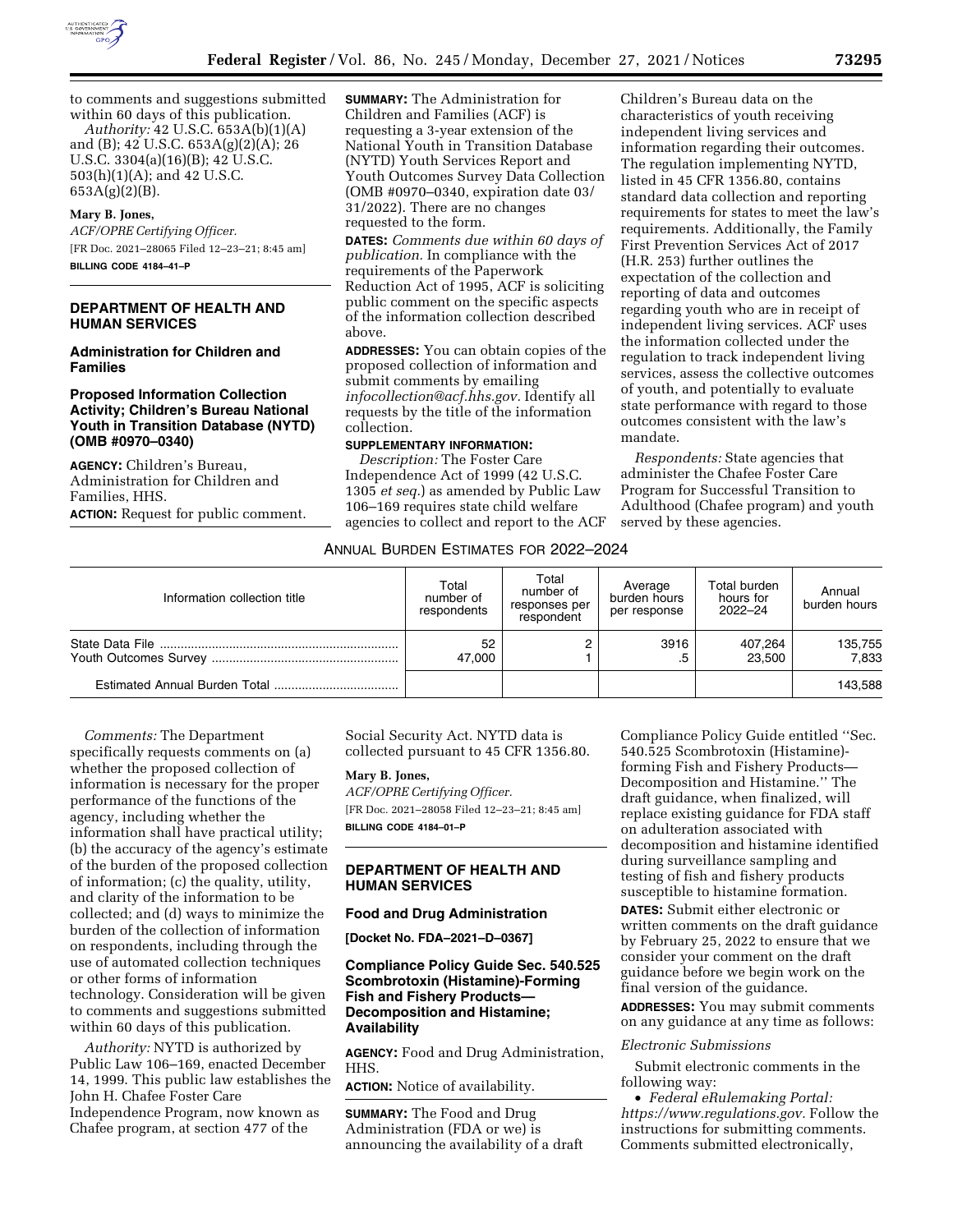to comments and suggestions submitted within 60 days of this publication.

*Authority:* 42 U.S.C. 653A(b)(1)(A) and (B); 42 U.S.C. 653A(g)(2)(A); 26 U.S.C. 3304(a)(16)(B); 42 U.S.C. 503(h)(1)(A); and 42 U.S.C. 653A(g)(2)(B).

**Mary B. Jones,**

*ACF/OPRE Certifying Officer.*

[FR Doc. 2021–28065 Filed 12–23–21; 8:45 am]

**BILLING CODE 4184–41–P**

## DEPARTMENT OF HEALTH AND HUMAN SERVICES

### Administration for Children and Families

### Proposed Information Collection Activity; Children's Bureau National Youth in Transition Database (NYTD) (OMB #0970–0340)

**AGENCY:** Children's Bureau, Administration for Children and Families, HHS.

**ACTION:** Request for public comment.

**SUMMARY:** The Administration for Children and Families (ACF) is requesting a 3-year extension of the National Youth in Transition Database (NYTD) Youth Services Report and Youth Outcomes Survey Data Collection (OMB #0970–0340, expiration date 03/31/2022). There are no changes requested to the form.

**DATES:** *Comments due within 60 days of publication.* In compliance with the requirements of the Paperwork Reduction Act of 1995, ACF is soliciting public comment on the specific aspects of the information collection described above.

**ADDRESSES:** You can obtain copies of the proposed collection of information and submit comments by emailing *infocollection@acf.hhs.gov.* Identify all requests by the title of the information collection.

**SUPPLEMENTARY INFORMATION:**

*Description:* The Foster Care Independence Act of 1999 (42 U.S.C. 1305 *et seq.*) as amended by Public Law 106–169 requires state child welfare agencies to collect and report to the ACF Children's Bureau data on the characteristics of youth receiving independent living services and information regarding their outcomes. The regulation implementing NYTD, listed in 45 CFR 1356.80, contains standard data collection and reporting requirements for states to meet the law's requirements. Additionally, the Family First Prevention Services Act of 2017 (H.R. 253) further outlines the expectation of the collection and reporting of data and outcomes regarding youth who are in receipt of independent living services. ACF uses the information collected under the regulation to track independent living services, assess the collective outcomes of youth, and potentially to evaluate state performance with regard to those outcomes consistent with the law's mandate.

*Respondents:* State agencies that administer the Chafee Foster Care Program for Successful Transition to Adulthood (Chafee program) and youth served by these agencies.

ANNUAL BURDEN ESTIMATES FOR 2022–2024

| Information collection title | Total number of respondents | Total number of responses per respondent | Average burden hours per response | Total burden hours for 2022–24 | Annual burden hours |
|---|---|---|---|---|---|
| State Data File | 52 | 2 | 3916 | 407,264 | 135,755 |
| Youth Outcomes Survey | 47,000 | 1 | .5 | 23,500 | 7,833 |
| Estimated Annual Burden Total | | | | | 143,588 |

*Comments:* The Department specifically requests comments on (a) whether the proposed collection of information is necessary for the proper performance of the functions of the agency, including whether the information shall have practical utility; (b) the accuracy of the agency's estimate of the burden of the proposed collection of information; (c) the quality, utility, and clarity of the information to be collected; and (d) ways to minimize the burden of the collection of information on respondents, including through the use of automated collection techniques or other forms of information technology. Consideration will be given to comments and suggestions submitted within 60 days of this publication.

*Authority:* NYTD is authorized by Public Law 106–169, enacted December 14, 1999. This public law establishes the John H. Chafee Foster Care Independence Program, now known as Chafee program, at section 477 of the Social Security Act. NYTD data is collected pursuant to 45 CFR 1356.80.

**Mary B. Jones,**

*ACF/OPRE Certifying Officer.*

[FR Doc. 2021–28058 Filed 12–23–21; 8:45 am]

**BILLING CODE 4184–01–P**

## DEPARTMENT OF HEALTH AND HUMAN SERVICES

### Food and Drug Administration

**[Docket No. FDA–2021–D–0367]**

### Compliance Policy Guide Sec. 540.525 Scombrotoxin (Histamine)-Forming Fish and Fishery Products—Decomposition and Histamine; Availability

**AGENCY:** Food and Drug Administration, HHS.

**ACTION:** Notice of availability.

**SUMMARY:** The Food and Drug Administration (FDA or we) is announcing the availability of a draft Compliance Policy Guide entitled ''Sec. 540.525 Scombrotoxin (Histamine)-forming Fish and Fishery Products—Decomposition and Histamine.'' The draft guidance, when finalized, will replace existing guidance for FDA staff on adulteration associated with decomposition and histamine identified during surveillance sampling and testing of fish and fishery products susceptible to histamine formation.

**DATES:** Submit either electronic or written comments on the draft guidance by February 25, 2022 to ensure that we consider your comment on the draft guidance before we begin work on the final version of the guidance.

**ADDRESSES:** You may submit comments on any guidance at any time as follows:

*Electronic Submissions*

Submit electronic comments in the following way:

- *Federal eRulemaking Portal: https://www.regulations.gov.* Follow the instructions for submitting comments. Comments submitted electronically,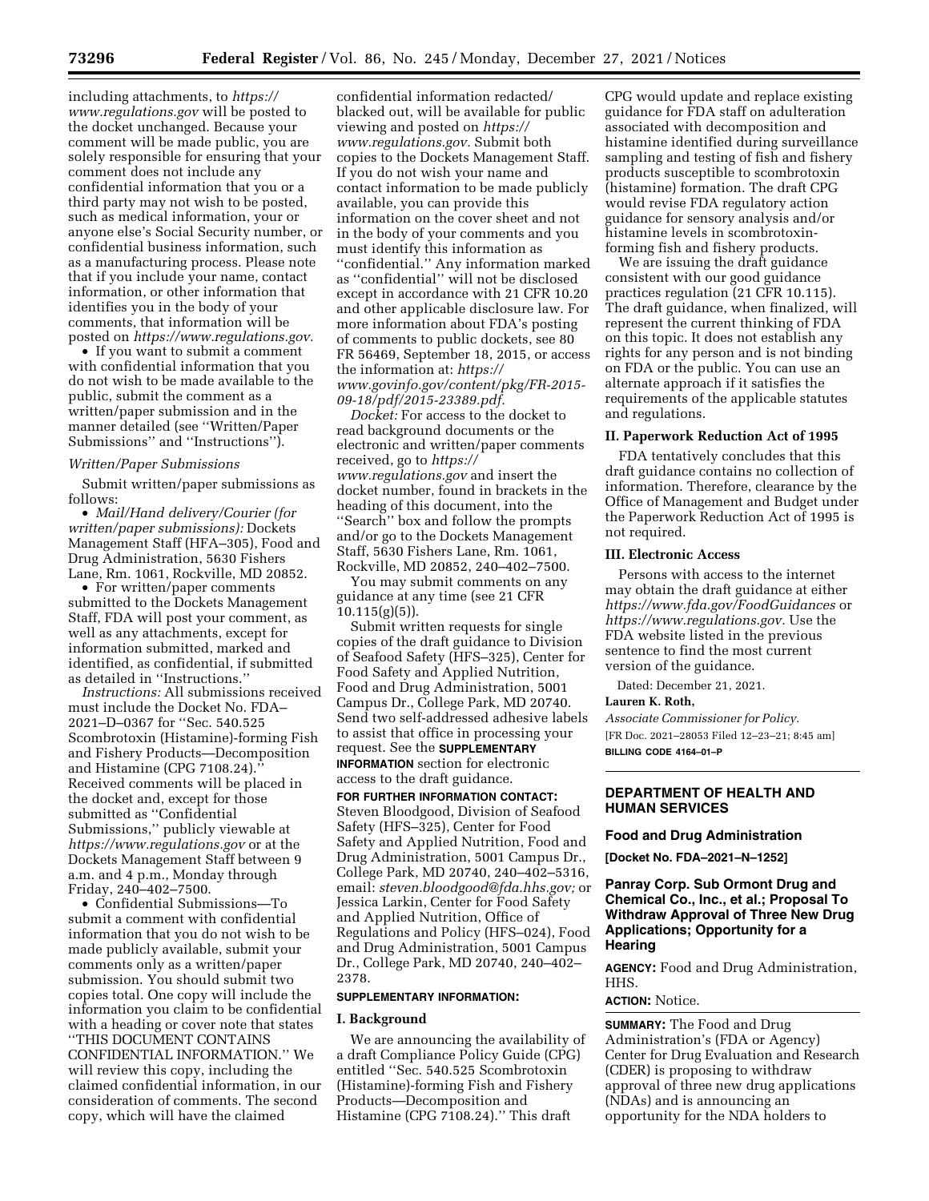including attachments, to *https://www.regulations.gov* will be posted to the docket unchanged. Because your comment will be made public, you are solely responsible for ensuring that your comment does not include any confidential information that you or a third party may not wish to be posted, such as medical information, your or anyone else's Social Security number, or confidential business information, such as a manufacturing process. Please note that if you include your name, contact information, or other information that identifies you in the body of your comments, that information will be posted on *https://www.regulations.gov.*

- If you want to submit a comment with confidential information that you do not wish to be made available to the public, submit the comment as a written/paper submission and in the manner detailed (see "Written/Paper Submissions" and "Instructions").

*Written/Paper Submissions*

Submit written/paper submissions as follows:

- *Mail/Hand delivery/Courier (for written/paper submissions):* Dockets Management Staff (HFA–305), Food and Drug Administration, 5630 Fishers Lane, Rm. 1061, Rockville, MD 20852.
- For written/paper comments submitted to the Dockets Management Staff, FDA will post your comment, as well as any attachments, except for information submitted, marked and identified, as confidential, if submitted as detailed in "Instructions."

*Instructions:* All submissions received must include the Docket No. FDA–2021–D–0367 for "Sec. 540.525 Scombrotoxin (Histamine)-forming Fish and Fishery Products—Decomposition and Histamine (CPG 7108.24)." Received comments will be placed in the docket and, except for those submitted as "Confidential Submissions," publicly viewable at *https://www.regulations.gov* or at the Dockets Management Staff between 9 a.m. and 4 p.m., Monday through Friday, 240–402–7500.

- Confidential Submissions—To submit a comment with confidential information that you do not wish to be made publicly available, submit your comments only as a written/paper submission. You should submit two copies total. One copy will include the information you claim to be confidential with a heading or cover note that states "THIS DOCUMENT CONTAINS CONFIDENTIAL INFORMATION." We will review this copy, including the claimed confidential information, in our consideration of comments. The second copy, which will have the claimed confidential information redacted/blacked out, will be available for public viewing and posted on *https://www.regulations.gov.* Submit both copies to the Dockets Management Staff. If you do not wish your name and contact information to be made publicly available, you can provide this information on the cover sheet and not in the body of your comments and you must identify this information as "confidential." Any information marked as "confidential" will not be disclosed except in accordance with 21 CFR 10.20 and other applicable disclosure law. For more information about FDA's posting of comments to public dockets, see 80 FR 56469, September 18, 2015, or access the information at: *https://www.govinfo.gov/content/pkg/FR-2015-09-18/pdf/2015-23389.pdf.*

*Docket:* For access to the docket to read background documents or the electronic and written/paper comments received, go to *https://www.regulations.gov* and insert the docket number, found in brackets in the heading of this document, into the "Search" box and follow the prompts and/or go to the Dockets Management Staff, 5630 Fishers Lane, Rm. 1061, Rockville, MD 20852, 240–402–7500.

You may submit comments on any guidance at any time (see 21 CFR 10.115(g)(5)).

Submit written requests for single copies of the draft guidance to Division of Seafood Safety (HFS–325), Center for Food Safety and Applied Nutrition, Food and Drug Administration, 5001 Campus Dr., College Park, MD 20740. Send two self-addressed adhesive labels to assist that office in processing your request. See the **SUPPLEMENTARY INFORMATION** section for electronic access to the draft guidance.

**FOR FURTHER INFORMATION CONTACT:** Steven Bloodgood, Division of Seafood Safety (HFS–325), Center for Food Safety and Applied Nutrition, Food and Drug Administration, 5001 Campus Dr., College Park, MD 20740, 240–402–5316, email: *steven.bloodgood@fda.hhs.gov;* or Jessica Larkin, Center for Food Safety and Applied Nutrition, Office of Regulations and Policy (HFS–024), Food and Drug Administration, 5001 Campus Dr., College Park, MD 20740, 240–402–2378.

**SUPPLEMENTARY INFORMATION:**

## I. Background

We are announcing the availability of a draft Compliance Policy Guide (CPG) entitled "Sec. 540.525 Scombrotoxin (Histamine)-forming Fish and Fishery Products—Decomposition and Histamine (CPG 7108.24)." This draft CPG would update and replace existing guidance for FDA staff on adulteration associated with decomposition and histamine identified during surveillance sampling and testing of fish and fishery products susceptible to scombrotoxin (histamine) formation. The draft CPG would revise FDA regulatory action guidance for sensory analysis and/or histamine levels in scombrotoxin-forming fish and fishery products.

We are issuing the draft guidance consistent with our good guidance practices regulation (21 CFR 10.115). The draft guidance, when finalized, will represent the current thinking of FDA on this topic. It does not establish any rights for any person and is not binding on FDA or the public. You can use an alternate approach if it satisfies the requirements of the applicable statutes and regulations.

## II. Paperwork Reduction Act of 1995

FDA tentatively concludes that this draft guidance contains no collection of information. Therefore, clearance by the Office of Management and Budget under the Paperwork Reduction Act of 1995 is not required.

## III. Electronic Access

Persons with access to the internet may obtain the draft guidance at either *https://www.fda.gov/FoodGuidances* or *https://www.regulations.gov.* Use the FDA website listed in the previous sentence to find the most current version of the guidance.

Dated: December 21, 2021.

**Lauren K. Roth,**

*Associate Commissioner for Policy.*

[FR Doc. 2021–28053 Filed 12–23–21; 8:45 am]

**BILLING CODE 4164–01–P**

---

# DEPARTMENT OF HEALTH AND HUMAN SERVICES

## Food and Drug Administration

**[Docket No. FDA–2021–N–1252]**

## Panray Corp. Sub Ormont Drug and Chemical Co., Inc., et al.; Proposal To Withdraw Approval of Three New Drug Applications; Opportunity for a Hearing

**AGENCY:** Food and Drug Administration, HHS.

**ACTION:** Notice.

**SUMMARY:** The Food and Drug Administration's (FDA or Agency) Center for Drug Evaluation and Research (CDER) is proposing to withdraw approval of three new drug applications (NDAs) and is announcing an opportunity for the NDA holders to